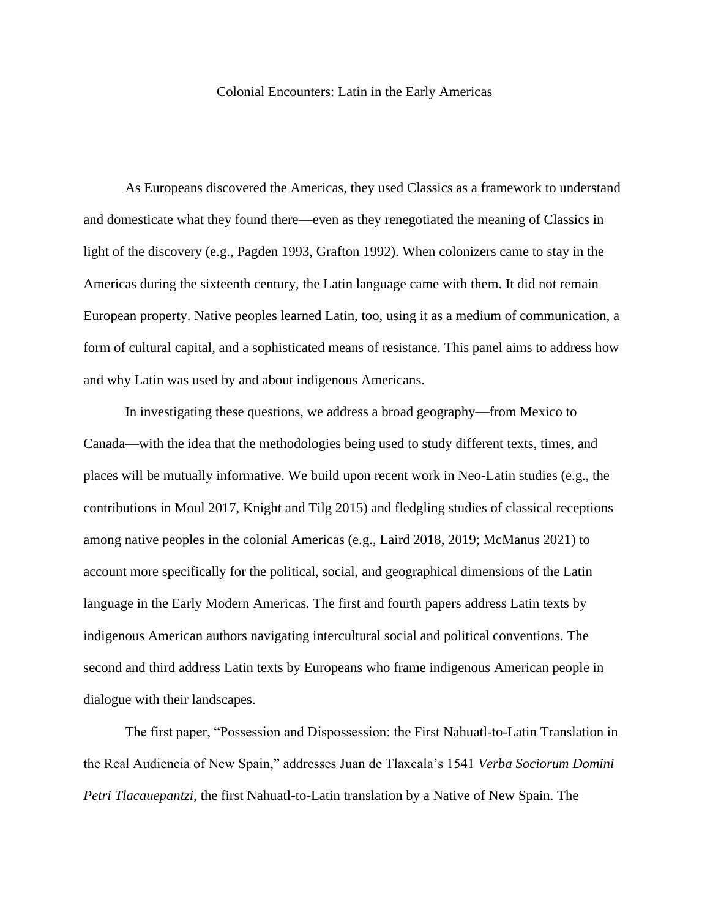# Colonial Encounters: Latin in the Early Americas

As Europeans discovered the Americas, they used Classics as a framework to understand and domesticate what they found there—even as they renegotiated the meaning of Classics in light of the discovery (e.g., Pagden 1993, Grafton 1992). When colonizers came to stay in the Americas during the sixteenth century, the Latin language came with them. It did not remain European property. Native peoples learned Latin, too, using it as a medium of communication, a form of cultural capital, and a sophisticated means of resistance. This panel aims to address how and why Latin was used by and about indigenous Americans.

In investigating these questions, we address a broad geography—from Mexico to Canada—with the idea that the methodologies being used to study different texts, times, and places will be mutually informative. We build upon recent work in Neo-Latin studies (e.g., the contributions in Moul 2017, Knight and Tilg 2015) and fledgling studies of classical receptions among native peoples in the colonial Americas (e.g., Laird 2018, 2019; McManus 2021) to account more specifically for the political, social, and geographical dimensions of the Latin language in the Early Modern Americas. The first and fourth papers address Latin texts by indigenous American authors navigating intercultural social and political conventions. The second and third address Latin texts by Europeans who frame indigenous American people in dialogue with their landscapes.

The first paper, "Possession and Dispossession: the First Nahuatl-to-Latin Translation in the Real Audiencia of New Spain," addresses Juan de Tlaxcala's 1541 *Verba Sociorum Domini Petri Tlacauepantzi*, the first Nahuatl-to-Latin translation by a Native of New Spain. The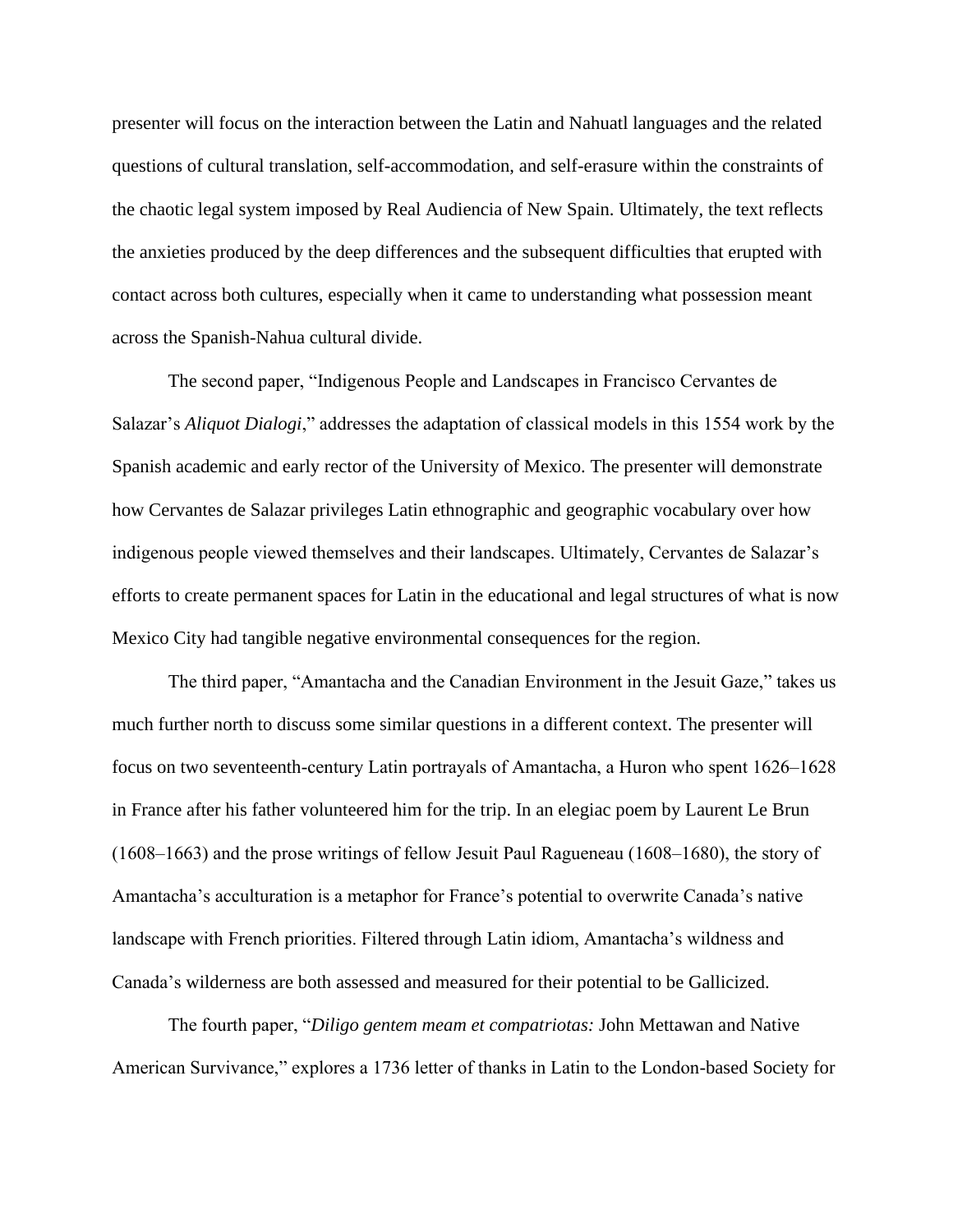presenter will focus on the interaction between the Latin and Nahuatl languages and the related questions of cultural translation, self-accommodation, and self-erasure within the constraints of the chaotic legal system imposed by Real Audiencia of New Spain. Ultimately, the text reflects the anxieties produced by the deep differences and the subsequent difficulties that erupted with contact across both cultures, especially when it came to understanding what possession meant across the Spanish-Nahua cultural divide.

The second paper, "Indigenous People and Landscapes in Francisco Cervantes de Salazar's *Aliquot Dialogi*," addresses the adaptation of classical models in this 1554 work by the Spanish academic and early rector of the University of Mexico. The presenter will demonstrate how Cervantes de Salazar privileges Latin ethnographic and geographic vocabulary over how indigenous people viewed themselves and their landscapes. Ultimately, Cervantes de Salazar's efforts to create permanent spaces for Latin in the educational and legal structures of what is now Mexico City had tangible negative environmental consequences for the region.

The third paper, "Amantacha and the Canadian Environment in the Jesuit Gaze," takes us much further north to discuss some similar questions in a different context. The presenter will focus on two seventeenth-century Latin portrayals of Amantacha, a Huron who spent 1626–1628 in France after his father volunteered him for the trip. In an elegiac poem by Laurent Le Brun (1608–1663) and the prose writings of fellow Jesuit Paul Ragueneau (1608–1680), the story of Amantacha's acculturation is a metaphor for France's potential to overwrite Canada's native landscape with French priorities. Filtered through Latin idiom, Amantacha's wildness and Canada's wilderness are both assessed and measured for their potential to be Gallicized.

The fourth paper, "*Diligo gentem meam et compatriotas:* John Mettawan and Native American Survivance," explores a 1736 letter of thanks in Latin to the London-based Society for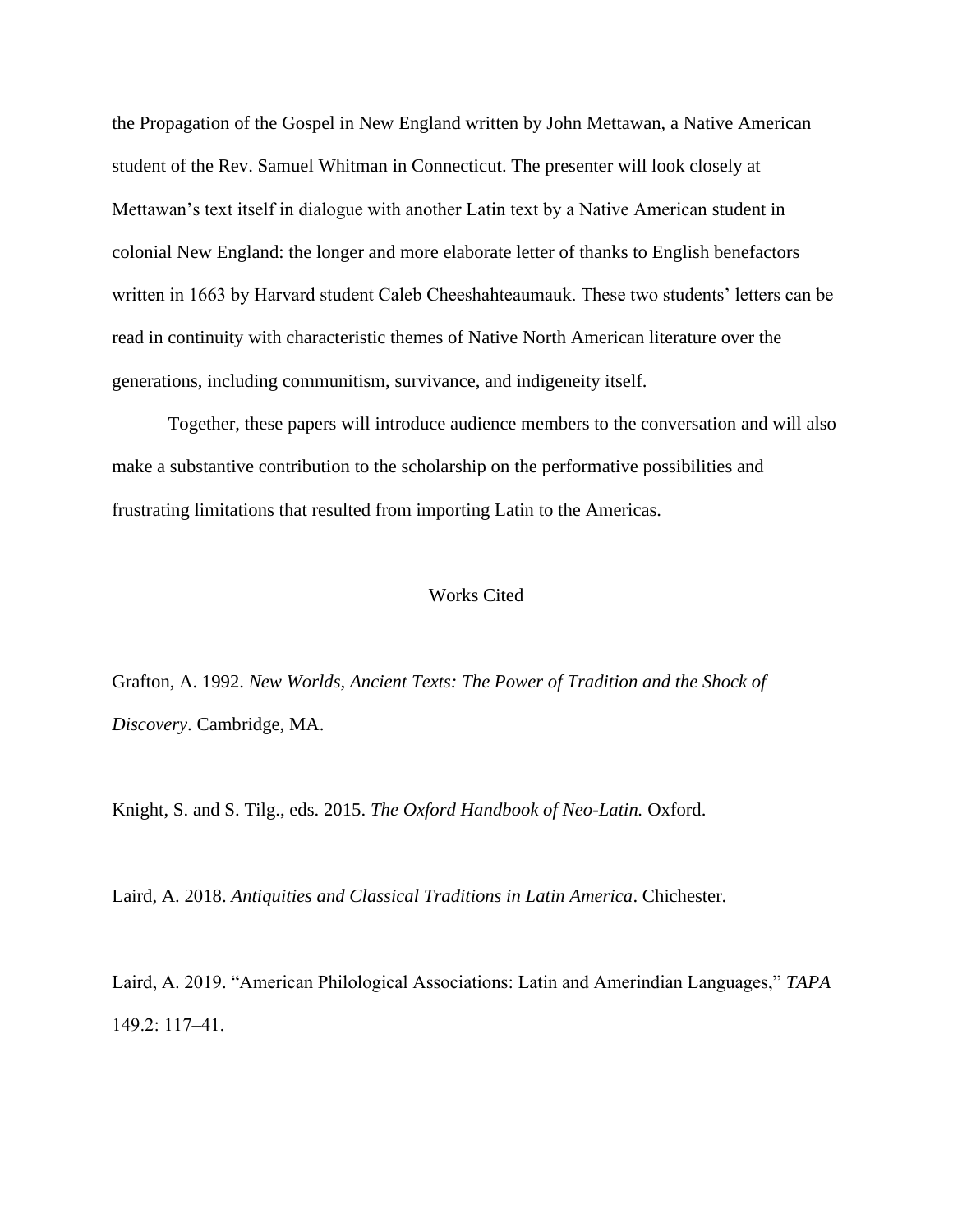the Propagation of the Gospel in New England written by John Mettawan, a Native American student of the Rev. Samuel Whitman in Connecticut. The presenter will look closely at Mettawan's text itself in dialogue with another Latin text by a Native American student in colonial New England: the longer and more elaborate letter of thanks to English benefactors written in 1663 by Harvard student Caleb Cheeshahteaumauk. These two students' letters can be read in continuity with characteristic themes of Native North American literature over the generations, including communitism, survivance, and indigeneity itself.

Together, these papers will introduce audience members to the conversation and will also make a substantive contribution to the scholarship on the performative possibilities and frustrating limitations that resulted from importing Latin to the Americas.

## Works Cited

Grafton, A. 1992. *New Worlds, Ancient Texts: The Power of Tradition and the Shock of Discovery*. Cambridge, MA.

Knight, S. and S. Tilg., eds. 2015. *The Oxford Handbook of Neo-Latin.* Oxford.

Laird, A. 2018. *Antiquities and Classical Traditions in Latin America*. Chichester.

Laird, A. 2019. "American Philological Associations: Latin and Amerindian Languages," *TAPA* 149.2: 117–41.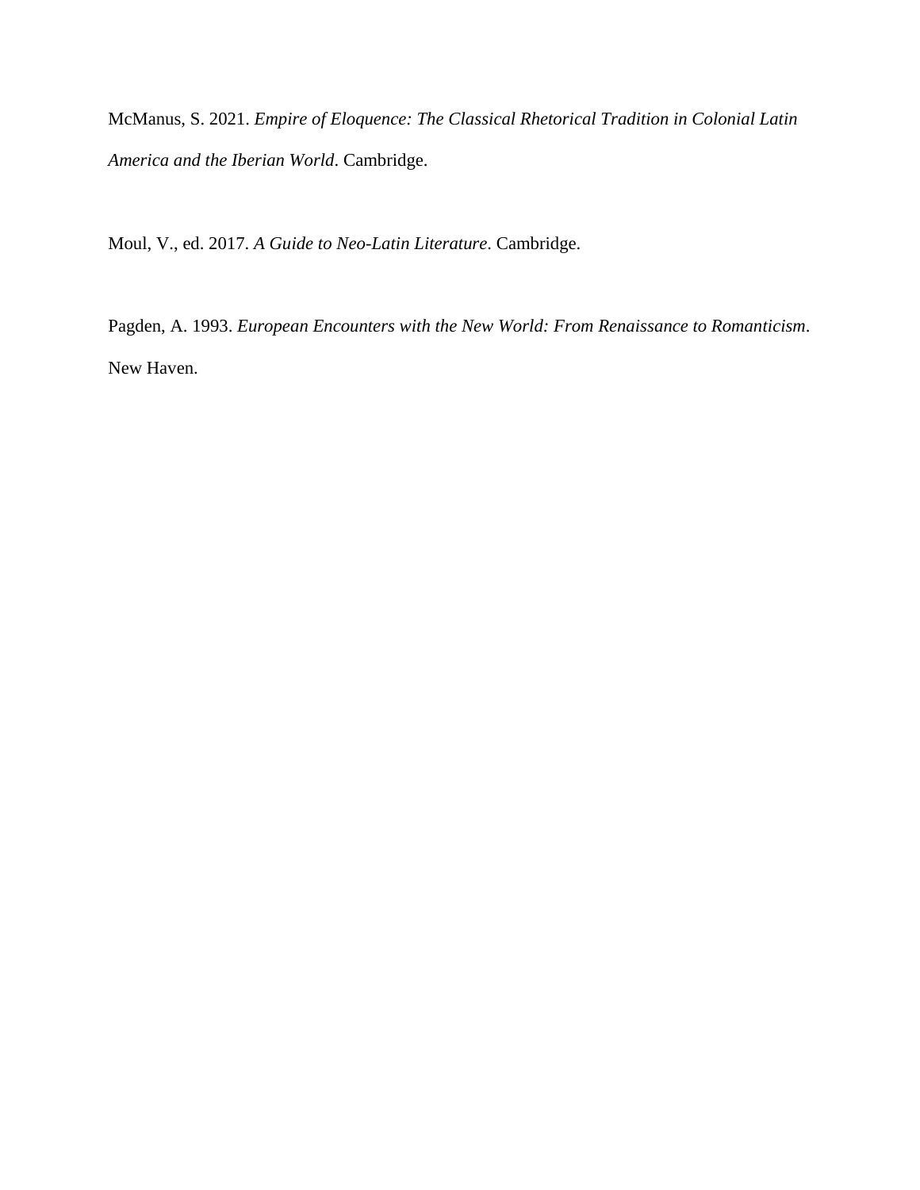McManus, S. 2021. *Empire of Eloquence: The Classical Rhetorical Tradition in Colonial Latin America and the Iberian World*. Cambridge.

Moul, V., ed. 2017. *A Guide to Neo-Latin Literature*. Cambridge.

Pagden, A. 1993. *European Encounters with the New World: From Renaissance to Romanticism*. New Haven.